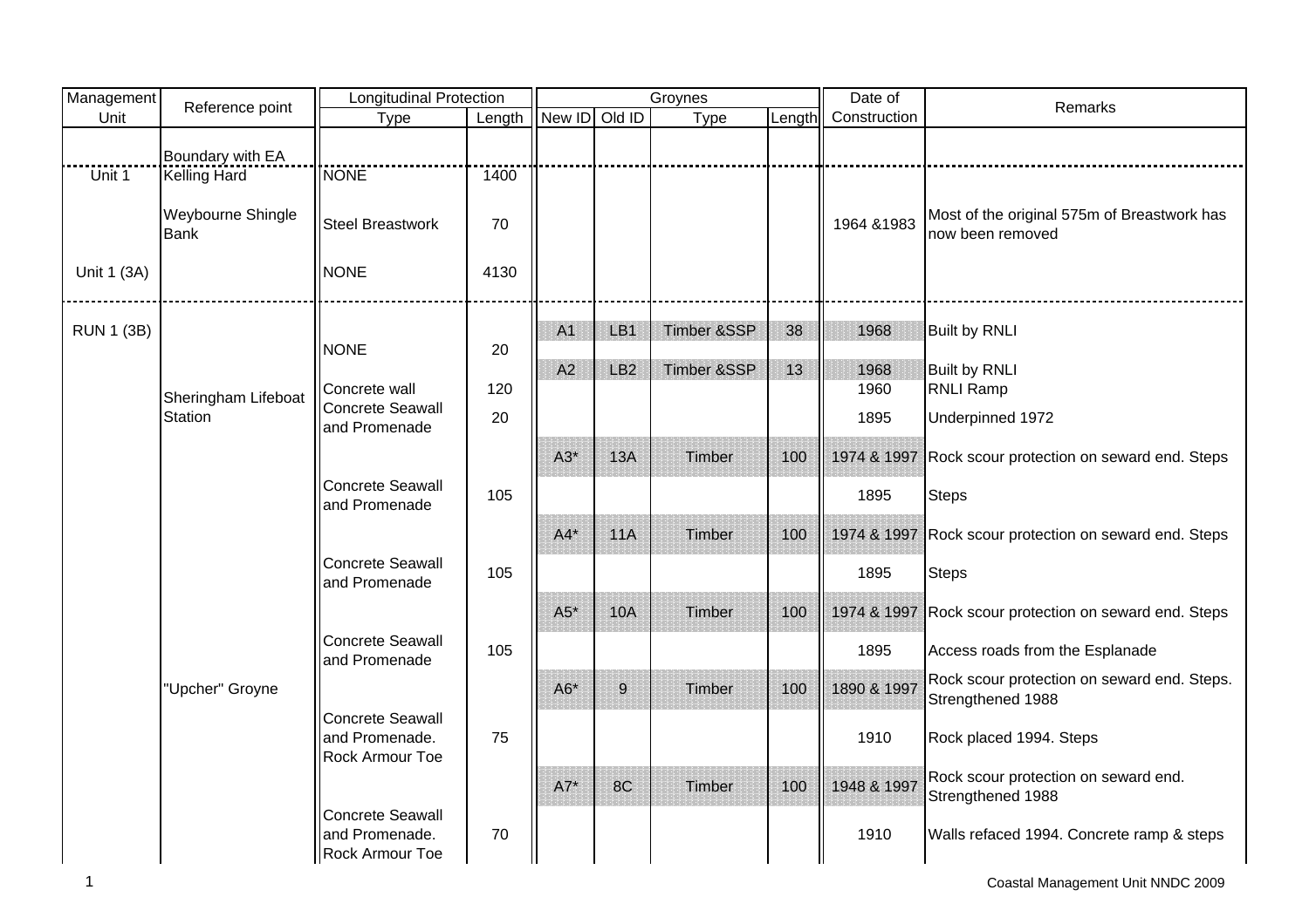| Management Unit | Reference point | Longitudinal Protection | | Groynes | | | | Date of Construction | Remarks |
|---|---|---|---|---|---|---|---|---|---|
| | | Type | Length | New ID | Old ID | Type | Length | | |
| | Boundary with EA | | | | | | | | |
| Unit 1 | Kelling Hard | NONE | 1400 | | | | | | |
| | Weybourne Shingle Bank | Steel Breastwork | 70 | | | | | 1964 &1983 | Most of the original 575m of Breastwork has now been removed |
| Unit 1 (3A) | | NONE | 4130 | | | | | | |
| RUN 1 (3B) | | | | A1 | LB1 | Timber &SSP | 38 | 1968 | Built by RNLI |
| | | NONE | 20 | | | | | | |
| | | | | A2 | LB2 | Timber &SSP | 13 | 1968 | Built by RNLI |
| | Sheringham Lifeboat Station | Concrete wall | 120 | | | | | 1960 | RNLI Ramp |
| | | Concrete Seawall and Promenade | 20 | | | | | 1895 | Underpinned 1972 |
| | | | | A3* | 13A | Timber | 100 | 1974 & 1997 | Rock scour protection on seward end. Steps |
| | | Concrete Seawall and Promenade | 105 | | | | | 1895 | Steps |
| | | | | A4* | 11A | Timber | 100 | 1974 & 1997 | Rock scour protection on seward end. Steps |
| | | Concrete Seawall and Promenade | 105 | | | | | 1895 | Steps |
| | | | | A5* | 10A | Timber | 100 | 1974 & 1997 | Rock scour protection on seward end. Steps |
| | | Concrete Seawall and Promenade | 105 | | | | | 1895 | Access roads from the Esplanade |
| | "Upcher" Groyne | | | A6* | 9 | Timber | 100 | 1890 & 1997 | Rock scour protection on seward end. Steps. Strengthened 1988 |
| | | Concrete Seawall and Promenade. Rock Armour Toe | 75 | | | | | 1910 | Rock placed 1994. Steps |
| | | | | A7* | 8C | Timber | 100 | 1948 & 1997 | Rock scour protection on seward end. Strengthened 1988 |
| | | Concrete Seawall and Promenade. Rock Armour Toe | 70 | | | | | 1910 | Walls refaced 1994. Concrete ramp & steps |

Coastal Management Unit NNDC 2009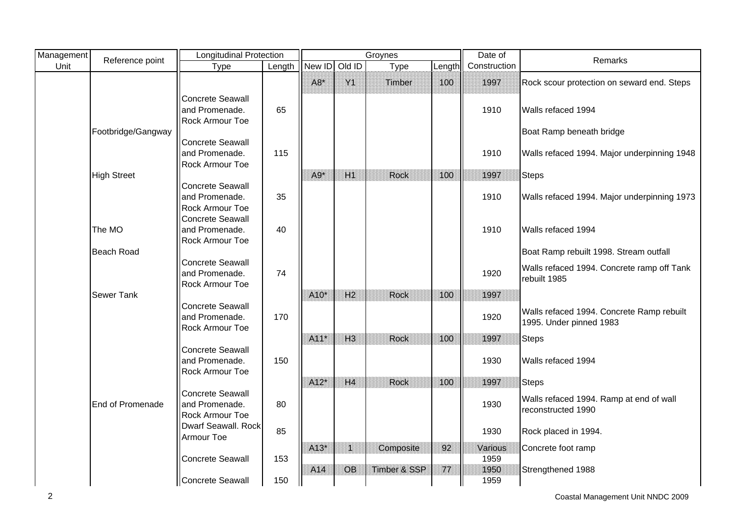| Management Unit | Reference point | Longitudinal Protection | | Groynes | | | | Date of Construction | Remarks |
|---|---|---|---|---|---|---|---|---|---|
| | | Type | Length | New ID | Old ID | Type | Length | | |
| | | | | A8* | Y1 | Timber | 100 | 1997 | Rock scour protection on seward end. Steps |
| | | Concrete Seawall and Promenade. Rock Armour Toe | 65 | | | | | 1910 | Walls refaced 1994 |
| | Footbridge/Gangway | | | | | | | | Boat Ramp beneath bridge |
| | | Concrete Seawall and Promenade. Rock Armour Toe | 115 | | | | | 1910 | Walls refaced 1994. Major underpinning 1948 |
| | High Street | | | A9* | H1 | Rock | 100 | 1997 | Steps |
| | | Concrete Seawall and Promenade. Rock Armour Toe | 35 | | | | | 1910 | Walls refaced 1994. Major underpinning 1973 |
| | The MO | Concrete Seawall and Promenade. Rock Armour Toe | 40 | | | | | 1910 | Walls refaced 1994 |
| | Beach Road | | | | | | | | Boat Ramp rebuilt 1998. Stream outfall |
| | | Concrete Seawall and Promenade. Rock Armour Toe | 74 | | | | | 1920 | Walls refaced 1994. Concrete ramp off Tank rebuilt 1985 |
| | Sewer Tank | | | A10* | H2 | Rock | 100 | 1997 | |
| | | Concrete Seawall and Promenade. Rock Armour Toe | 170 | | | | | 1920 | Walls refaced 1994. Concrete Ramp rebuilt 1995. Under pinned 1983 |
| | | | | A11* | H3 | Rock | 100 | 1997 | Steps |
| | | Concrete Seawall and Promenade. Rock Armour Toe | 150 | | | | | 1930 | Walls refaced 1994 |
| | | | | A12* | H4 | Rock | 100 | 1997 | Steps |
| | End of Promenade | Concrete Seawall and Promenade. Rock Armour Toe | 80 | | | | | 1930 | Walls refaced 1994. Ramp at end of wall reconstructed 1990 |
| | | Dwarf Seawall. Rock Armour Toe | 85 | | | | | 1930 | Rock placed in 1994. |
| | | | | A13* | 1 | Composite | 92 | Various | Concrete foot ramp |
| | | Concrete Seawall | 153 | | | | | 1959 | |
| | | | | A14 | OB | Timber & SSP | 77 | 1950 | Strengthened 1988 |
| | | Concrete Seawall | 150 | | | | | 1959 | |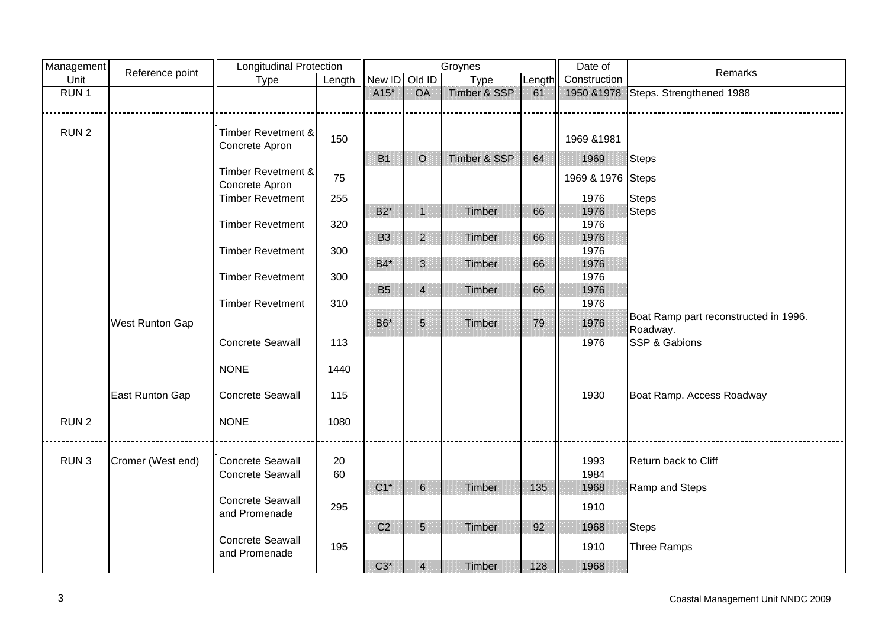| Management Unit | Reference point | Longitudinal Protection | | Groynes | | | | Date of Construction | Remarks |
|---|---|---|---|---|---|---|---|---|---|
| | | Type | Length | New ID | Old ID | Type | Length | | |
| RUN 1 | | | | A15* | OA | Timber & SSP | 61 | 1950 &1978 | Steps. Strengthened 1988 |
| RUN 2 | | Timber Revetment & Concrete Apron | 150 | | | | | 1969 &1981 | |
| | | | | B1 | O | Timber & SSP | 64 | 1969 | Steps |
| | | Timber Revetment & Concrete Apron | 75 | | | | | 1969 & 1976 | Steps |
| | | Timber Revetment | 255 | | | | | 1976 | Steps |
| | | | | B2* | 1 | Timber | 66 | 1976 | Steps |
| | | Timber Revetment | 320 | | | | | 1976 | |
| | | | | B3 | 2 | Timber | 66 | 1976 | |
| | | Timber Revetment | 300 | | | | | 1976 | |
| | | | | B4* | 3 | Timber | 66 | 1976 | |
| | | Timber Revetment | 300 | | | | | 1976 | |
| | | | | B5 | 4 | Timber | 66 | 1976 | |
| | | Timber Revetment | 310 | | | | | 1976 | |
| | West Runton Gap | | | B6* | 5 | Timber | 79 | 1976 | Boat Ramp part reconstructed in 1996. Roadway. |
| | | Concrete Seawall | 113 | | | | | 1976 | SSP & Gabions |
| | | NONE | 1440 | | | | | | |
| | East Runton Gap | Concrete Seawall | 115 | | | | | 1930 | Boat Ramp. Access Roadway |
| RUN 2 | | NONE | 1080 | | | | | | |
| RUN 3 | Cromer (West end) | Concrete Seawall | 20 | | | | | 1993 | Return back to Cliff |
| | | Concrete Seawall | 60 | | | | | 1984 | |
| | | | | C1* | 6 | Timber | 135 | 1968 | Ramp and Steps |
| | | Concrete Seawall and Promenade | 295 | | | | | 1910 | |
| | | | | C2 | 5 | Timber | 92 | 1968 | Steps |
| | | Concrete Seawall and Promenade | 195 | | | | | 1910 | Three Ramps |
| | | | | C3* | 4 | Timber | 128 | 1968 | |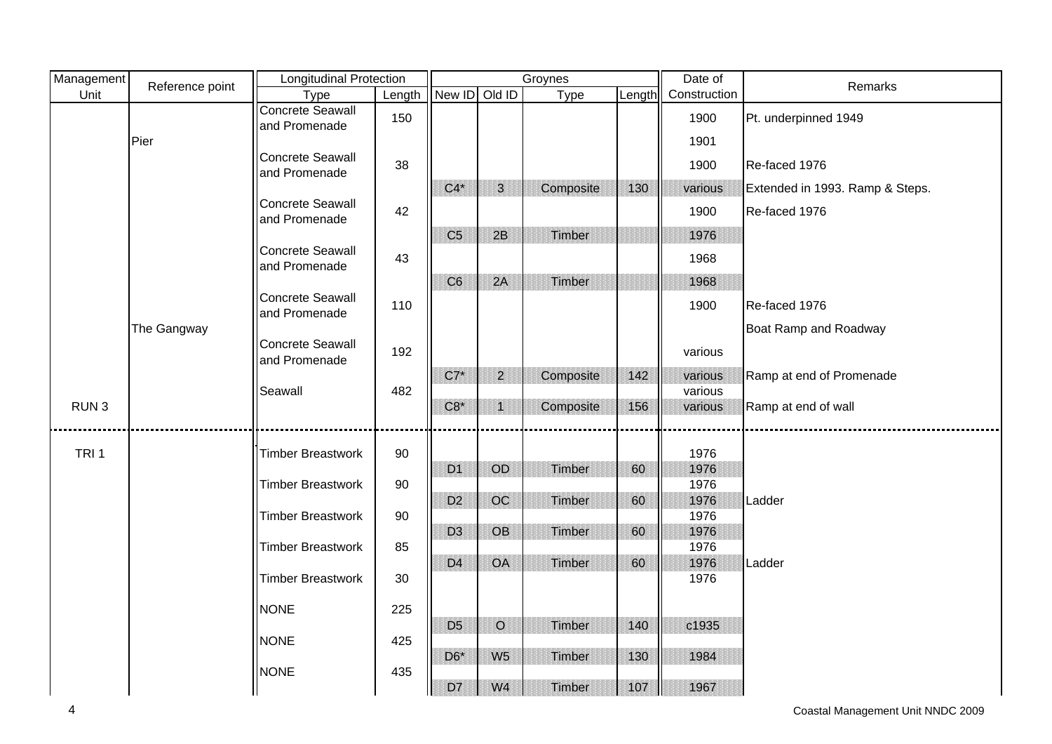| Management Unit | Reference point | Longitudinal Protection | | Groynes | | | | Date of Construction | Remarks |
|---|---|---|---|---|---|---|---|---|---|
| | | Type | Length | New ID | Old ID | Type | Length | | |
| | | Concrete Seawall and Promenade | 150 | | | | | 1900 | Pt. underpinned 1949 |
| | Pier | | | | | | | 1901 | |
| | | Concrete Seawall and Promenade | 38 | | | | | 1900 | Re-faced 1976 |
| | | | | C4* | 3 | Composite | 130 | various | Extended in 1993. Ramp & Steps. |
| | | Concrete Seawall and Promenade | 42 | | | | | 1900 | Re-faced 1976 |
| | | | | C5 | 2B | Timber | | 1976 | |
| | | Concrete Seawall and Promenade | 43 | | | | | 1968 | |
| | | | | C6 | 2A | Timber | | 1968 | |
| | | Concrete Seawall and Promenade | 110 | | | | | 1900 | Re-faced 1976 |
| | The Gangway | | | | | | | | Boat Ramp and Roadway |
| | | Concrete Seawall and Promenade | 192 | | | | | various | |
| | | | | C7* | 2 | Composite | 142 | various | Ramp at end of Promenade |
| | | Seawall | 482 | | | | | various | |
| RUN 3 | | | | C8* | 1 | Composite | 156 | various | Ramp at end of wall |
| TRI 1 | | Timber Breastwork | 90 | | | | | 1976 | |
| | | | | D1 | OD | Timber | 60 | 1976 | |
| | | Timber Breastwork | 90 | | | | | 1976 | |
| | | | | D2 | OC | Timber | 60 | 1976 | Ladder |
| | | Timber Breastwork | 90 | | | | | 1976 | |
| | | | | D3 | OB | Timber | 60 | 1976 | |
| | | Timber Breastwork | 85 | | | | | 1976 | |
| | | | | D4 | OA | Timber | 60 | 1976 | Ladder |
| | | Timber Breastwork | 30 | | | | | 1976 | |
| | | NONE | 225 | | | | | | |
| | | | | D5 | O | Timber | 140 | c1935 | |
| | | NONE | 425 | | | | | | |
| | | | | D6* | W5 | Timber | 130 | 1984 | |
| | | NONE | 435 | | | | | | |
| | | | | D7 | W4 | Timber | 107 | 1967 | |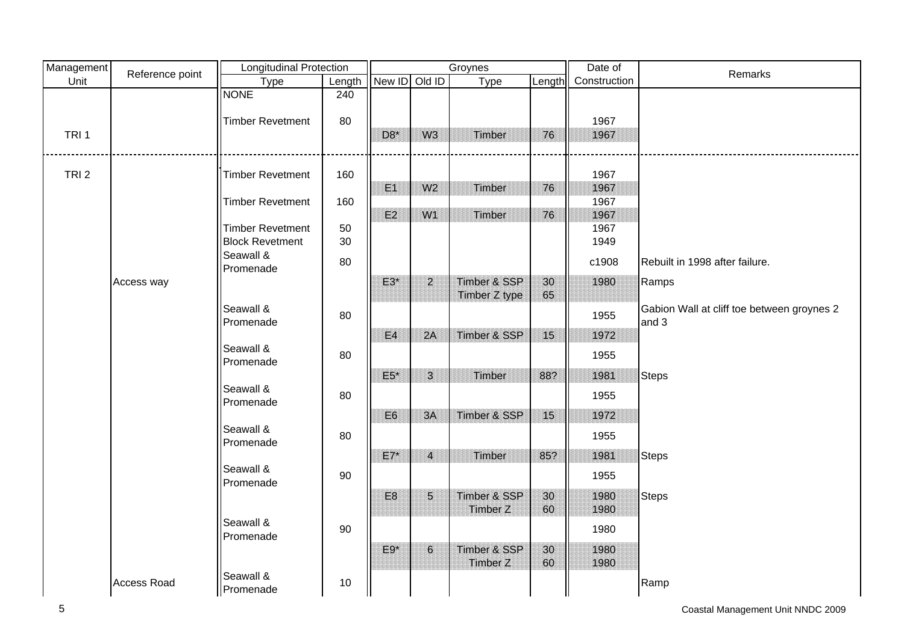| Management Unit | Reference point | Longitudinal Protection | | Groynes | | | | Date of Construction | Remarks |
|---|---|---|---|---|---|---|---|---|---|
| | | Type | Length | New ID | Old ID | Type | Length | | |
| | | NONE | 240 | | | | | | |
| | | Timber Revetment | 80 | | | | | 1967 | |
| TRI 1 | | | | D8* | W3 | Timber | 76 | 1967 | |
| TRI 2 | | Timber Revetment | 160 | | | | | 1967 | |
| | | | | E1 | W2 | Timber | 76 | 1967 | |
| | | Timber Revetment | 160 | | | | | 1967 | |
| | | | | E2 | W1 | Timber | 76 | 1967 | |
| | | Timber Revetment | 50 | | | | | 1967 | |
| | | Block Revetment | 30 | | | | | 1949 | |
| | | Seawall & Promenade | 80 | | | | | c1908 | Rebuilt in 1998 after failure. |
| | Access way | | | E3* | 2 | Timber & SSP | 30 | 1980 | Ramps |
| | | | | | | Timber Z type | 65 | | |
| | | Seawall & Promenade | 80 | | | | | 1955 | Gabion Wall at cliff toe between groynes 2 and 3 |
| | | | | E4 | 2A | Timber & SSP | 15 | 1972 | |
| | | Seawall & Promenade | 80 | | | | | 1955 | |
| | | | | E5* | 3 | Timber | 88? | 1981 | Steps |
| | | Seawall & Promenade | 80 | | | | | 1955 | |
| | | | | E6 | 3A | Timber & SSP | 15 | 1972 | |
| | | Seawall & Promenade | 80 | | | | | 1955 | |
| | | | | E7* | 4 | Timber | 85? | 1981 | Steps |
| | | Seawall & Promenade | 90 | | | | | 1955 | |
| | | | | E8 | 5 | Timber & SSP | 30 | 1980 | Steps |
| | | | | | | Timber Z | 60 | 1980 | |
| | | Seawall & Promenade | 90 | | | | | 1980 | |
| | | | | E9* | 6 | Timber & SSP | 30 | 1980 | |
| | | | | | | Timber Z | 60 | 1980 | |
| | Access Road | Seawall & Promenade | 10 | | | | | | Ramp |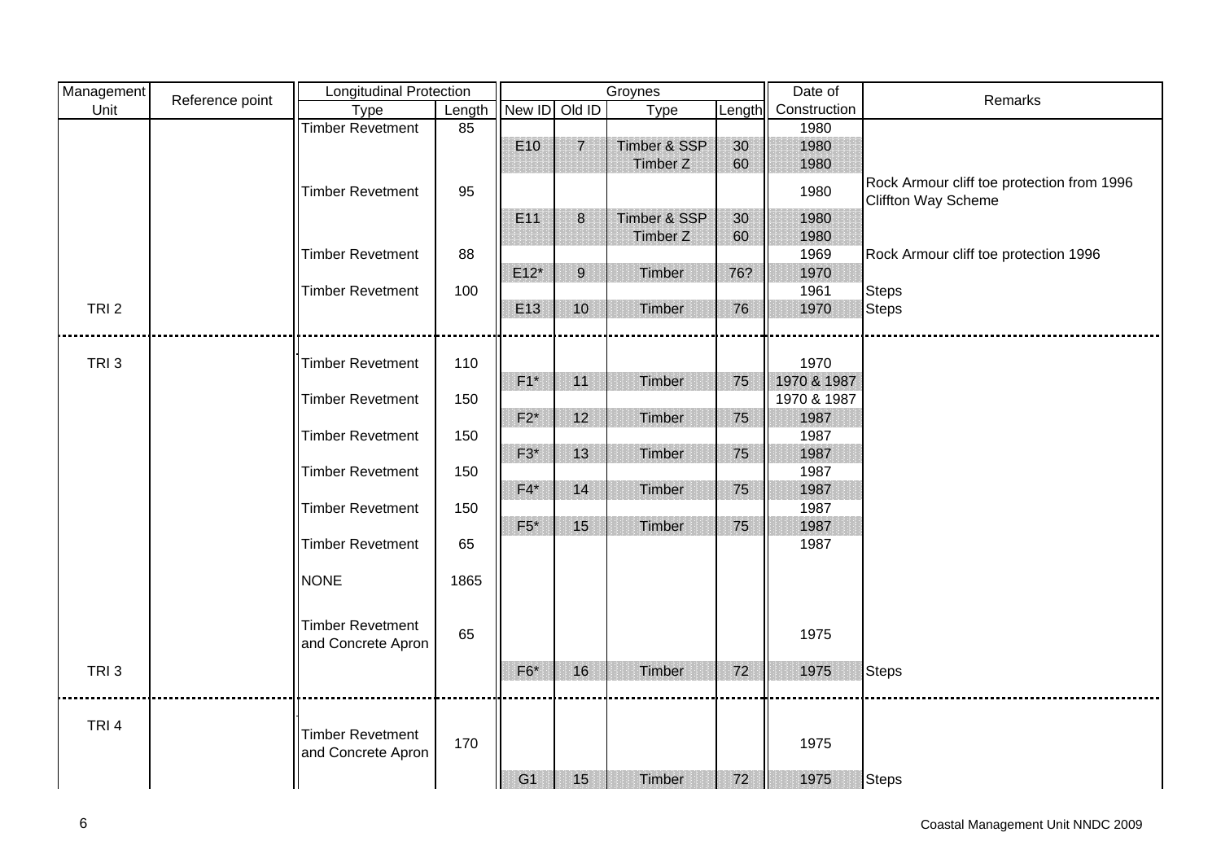| Management Unit | Reference point | Longitudinal Protection | | Groynes | | | | Date of Construction | Remarks |
|---|---|---|---|---|---|---|---|---|---|
| | | Type | Length | New ID | Old ID | Type | Length | | |
| | | Timber Revetment | 85 | | | | | 1980 | |
| | | | | E10 | 7 | Timber & SSP | 30 | 1980 | |
| | | | | | | Timber Z | 60 | 1980 | |
| | | Timber Revetment | 95 | | | | | 1980 | Rock Armour cliff toe protection from 1996 Cliffton Way Scheme |
| | | | | E11 | 8 | Timber & SSP | 30 | 1980 | |
| | | | | | | Timber Z | 60 | 1980 | |
| | | Timber Revetment | 88 | | | | | 1969 | Rock Armour cliff toe protection 1996 |
| | | | | E12* | 9 | Timber | 76? | 1970 | |
| | | Timber Revetment | 100 | | | | | 1961 | Steps |
| TRI 2 | | | | E13 | 10 | Timber | 76 | 1970 | Steps |
| TRI 3 | | Timber Revetment | 110 | | | | | 1970 | |
| | | | | F1* | 11 | Timber | 75 | 1970 & 1987 | |
| | | Timber Revetment | 150 | | | | | 1970 & 1987 | |
| | | | | F2* | 12 | Timber | 75 | 1987 | |
| | | Timber Revetment | 150 | | | | | 1987 | |
| | | | | F3* | 13 | Timber | 75 | 1987 | |
| | | Timber Revetment | 150 | | | | | 1987 | |
| | | | | F4* | 14 | Timber | 75 | 1987 | |
| | | Timber Revetment | 150 | | | | | 1987 | |
| | | | | F5* | 15 | Timber | 75 | 1987 | |
| | | Timber Revetment | 65 | | | | | 1987 | |
| | | NONE | 1865 | | | | | | |
| | | Timber Revetment and Concrete Apron | 65 | | | | | 1975 | |
| TRI 3 | | | | F6* | 16 | Timber | 72 | 1975 | Steps |
| TRI 4 | | Timber Revetment and Concrete Apron | 170 | | | | | 1975 | |
| | | | | G1 | 15 | Timber | 72 | 1975 | Steps |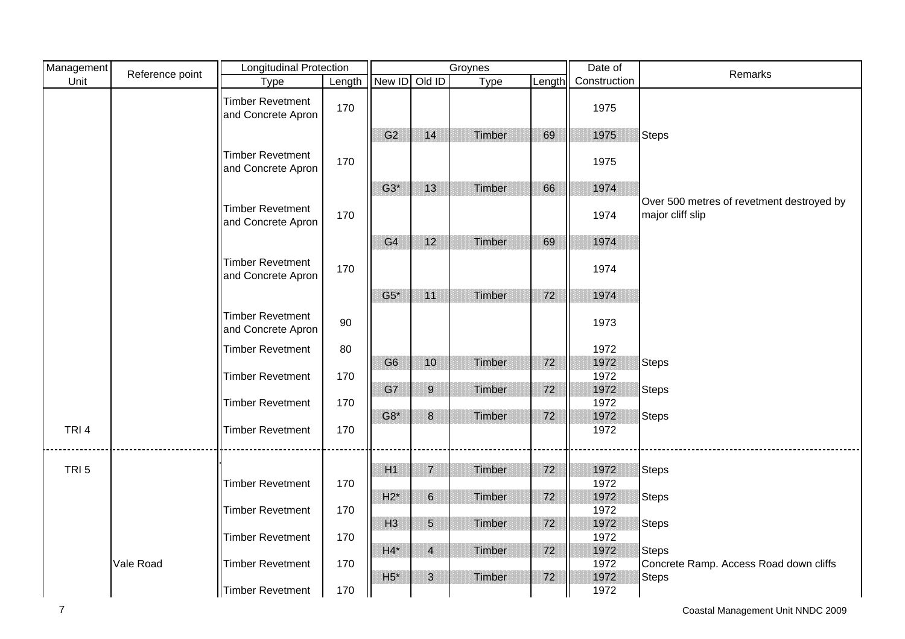| Management Unit | Reference point | Longitudinal Protection | | Groynes | | | | Date of Construction | Remarks |
|---|---|---|---|---|---|---|---|---|---|
| | | Type | Length | New ID | Old ID | Type | Length | | |
| | | Timber Revetment and Concrete Apron | 170 | | | | | 1975 | |
| | | | | G2 | 14 | Timber | 69 | 1975 | Steps |
| | | Timber Revetment and Concrete Apron | 170 | | | | | 1975 | |
| | | | | G3* | 13 | Timber | 66 | 1974 | |
| | | Timber Revetment and Concrete Apron | 170 | | | | | 1974 | Over 500 metres of revetment destroyed by major cliff slip |
| | | | | G4 | 12 | Timber | 69 | 1974 | |
| | | Timber Revetment and Concrete Apron | 170 | | | | | 1974 | |
| | | | | G5* | 11 | Timber | 72 | 1974 | |
| | | Timber Revetment and Concrete Apron | 90 | | | | | 1973 | |
| | | Timber Revetment | 80 | | | | | 1972 | |
| | | | | G6 | 10 | Timber | 72 | 1972 | Steps |
| | | Timber Revetment | 170 | | | | | 1972 | |
| | | | | G7 | 9 | Timber | 72 | 1972 | Steps |
| | | Timber Revetment | 170 | | | | | 1972 | |
| | | | | G8* | 8 | Timber | 72 | 1972 | Steps |
| TRI 4 | | Timber Revetment | 170 | | | | | 1972 | |
| TRI 5 | | | | H1 | 7 | Timber | 72 | 1972 | Steps |
| | | Timber Revetment | 170 | | | | | 1972 | |
| | | | | H2* | 6 | Timber | 72 | 1972 | Steps |
| | | Timber Revetment | 170 | | | | | 1972 | |
| | | | | H3 | 5 | Timber | 72 | 1972 | Steps |
| | | Timber Revetment | 170 | | | | | 1972 | |
| | | | | H4* | 4 | Timber | 72 | 1972 | Steps |
| | Vale Road | Timber Revetment | 170 | | | | | 1972 | Concrete Ramp. Access Road down cliffs |
| | | | | H5* | 3 | Timber | 72 | 1972 | Steps |
| | | Timber Revetment | 170 | | | | | 1972 | |

Coastal Management Unit NNDC 2009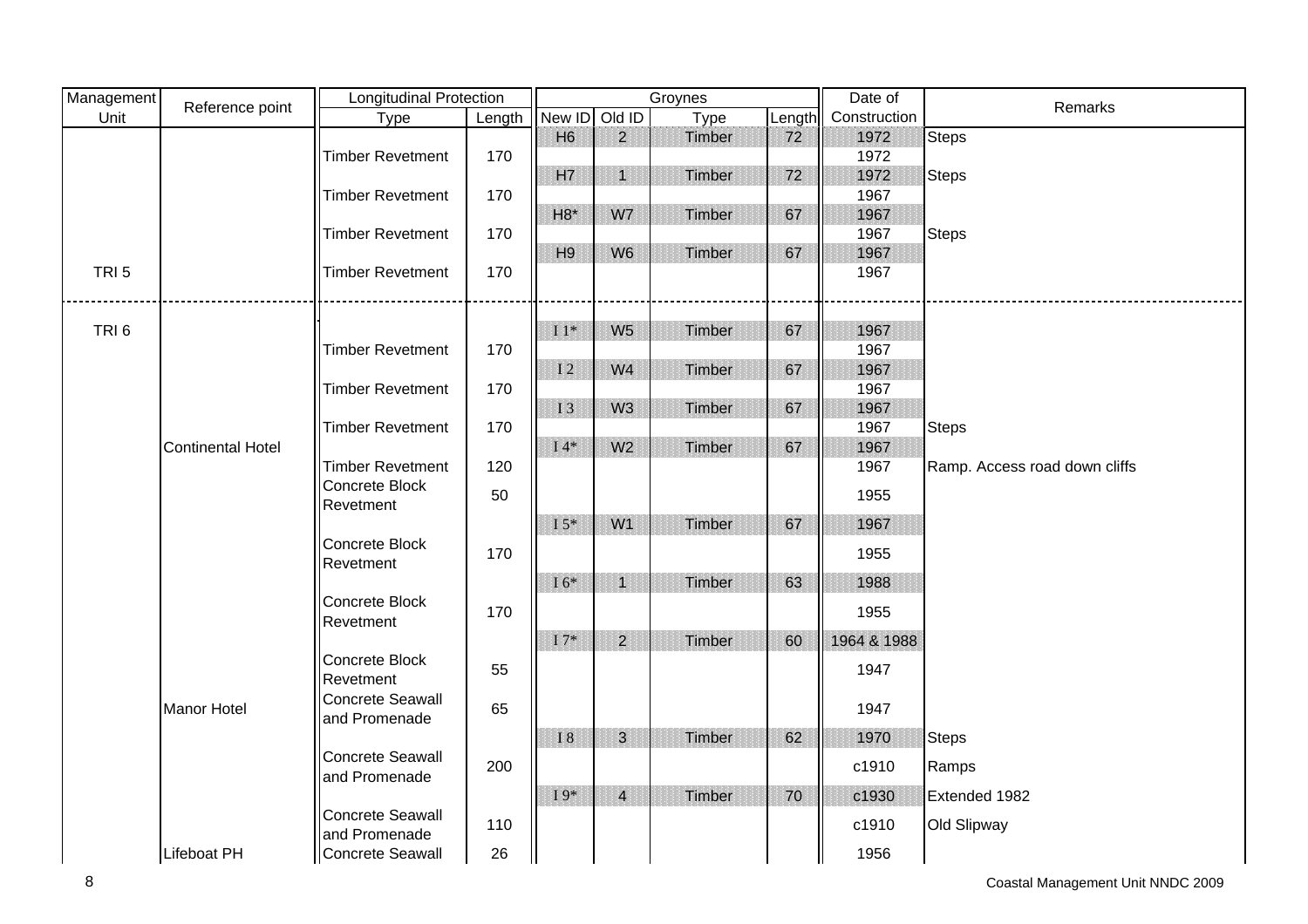| Management Unit | Reference point | Longitudinal Protection | | Groynes | | | | Date of Construction | Remarks |
|---|---|---|---|---|---|---|---|---|---|
| | | Type | Length | New ID | Old ID | Type | Length | | |
| | | | | H6 | 2 | Timber | 72 | 1972 | Steps |
| | | Timber Revetment | 170 | | | | | 1972 | |
| | | | | H7 | 1 | Timber | 72 | 1972 | Steps |
| | | Timber Revetment | 170 | | | | | 1967 | |
| | | | | H8* | W7 | Timber | 67 | 1967 | |
| | | Timber Revetment | 170 | | | | | 1967 | Steps |
| | | | | H9 | W6 | Timber | 67 | 1967 | |
| TRI 5 | | Timber Revetment | 170 | | | | | 1967 | |
| TRI 6 | | | | I 1* | W5 | Timber | 67 | 1967 | |
| | | Timber Revetment | 170 | | | | | 1967 | |
| | | | | I 2 | W4 | Timber | 67 | 1967 | |
| | | Timber Revetment | 170 | | | | | 1967 | |
| | | | | I 3 | W3 | Timber | 67 | 1967 | |
| | | Timber Revetment | 170 | | | | | 1967 | Steps |
| | Continental Hotel | | | I 4* | W2 | Timber | 67 | 1967 | |
| | | Timber Revetment | 120 | | | | | 1967 | Ramp. Access road down cliffs |
| | | Concrete Block Revetment | 50 | | | | | 1955 | |
| | | | | I 5* | W1 | Timber | 67 | 1967 | |
| | | Concrete Block Revetment | 170 | | | | | 1955 | |
| | | | | I 6* | 1 | Timber | 63 | 1988 | |
| | | Concrete Block Revetment | 170 | | | | | 1955 | |
| | | | | I 7* | 2 | Timber | 60 | 1964 & 1988 | |
| | | Concrete Block Revetment | 55 | | | | | 1947 | |
| | Manor Hotel | Concrete Seawall and Promenade | 65 | | | | | 1947 | |
| | | | | I 8 | 3 | Timber | 62 | 1970 | Steps |
| | | Concrete Seawall and Promenade | 200 | | | | | c1910 | Ramps |
| | | | | I 9* | 4 | Timber | 70 | c1930 | Extended 1982 |
| | | Concrete Seawall and Promenade | 110 | | | | | c1910 | Old Slipway |
| | Lifeboat PH | Concrete Seawall | 26 | | | | | 1956 | |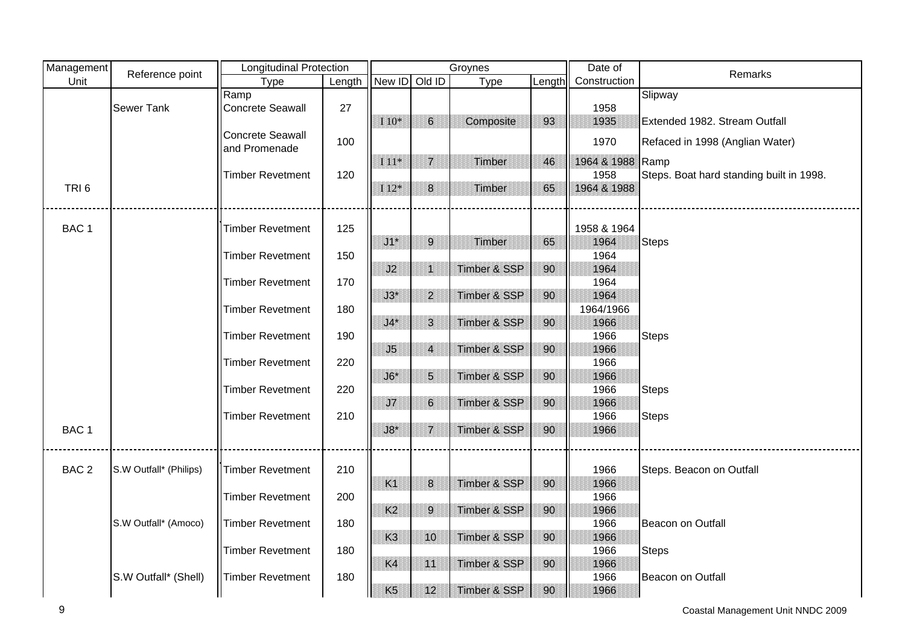| Management Unit | Reference point | Longitudinal Protection | | Groynes | | | | Date of Construction | Remarks |
|---|---|---|---|---|---|---|---|---|---|
| | | Type | Length | New ID | Old ID | Type | Length | | |
| | | Ramp | | | | | | | Slipway |
| | Sewer Tank | Concrete Seawall | 27 | | | | | 1958 | |
| | | | | I 10* | 6 | Composite | 93 | 1935 | Extended 1982. Stream Outfall |
| | | Concrete Seawall and Promenade | 100 | | | | | 1970 | Refaced in 1998 (Anglian Water) |
| | | | | I 11* | 7 | Timber | 46 | 1964 & 1988 | Ramp |
| | | Timber Revetment | 120 | | | | | 1958 | Steps. Boat hard standing built in 1998. |
| TRI 6 | | | | I 12* | 8 | Timber | 65 | 1964 & 1988 | |
| BAC 1 | | Timber Revetment | 125 | | | | | 1958 & 1964 | |
| | | | | J1* | 9 | Timber | 65 | 1964 | Steps |
| | | Timber Revetment | 150 | | | | | 1964 | |
| | | | | J2 | 1 | Timber & SSP | 90 | 1964 | |
| | | Timber Revetment | 170 | | | | | 1964 | |
| | | | | J3* | 2 | Timber & SSP | 90 | 1964 | |
| | | Timber Revetment | 180 | | | | | 1964/1966 | |
| | | | | J4* | 3 | Timber & SSP | 90 | 1966 | |
| | | Timber Revetment | 190 | | | | | 1966 | Steps |
| | | | | J5 | 4 | Timber & SSP | 90 | 1966 | |
| | | Timber Revetment | 220 | | | | | 1966 | |
| | | | | J6* | 5 | Timber & SSP | 90 | 1966 | |
| | | Timber Revetment | 220 | | | | | 1966 | Steps |
| | | | | J7 | 6 | Timber & SSP | 90 | 1966 | |
| | | Timber Revetment | 210 | | | | | 1966 | Steps |
| BAC 1 | | | | J8* | 7 | Timber & SSP | 90 | 1966 | |
| BAC 2 | S.W Outfall* (Philips) | Timber Revetment | 210 | | | | | 1966 | Steps. Beacon on Outfall |
| | | | | K1 | 8 | Timber & SSP | 90 | 1966 | |
| | | Timber Revetment | 200 | | | | | 1966 | |
| | | | | K2 | 9 | Timber & SSP | 90 | 1966 | |
| | S.W Outfall* (Amoco) | Timber Revetment | 180 | | | | | 1966 | Beacon on Outfall |
| | | | | K3 | 10 | Timber & SSP | 90 | 1966 | |
| | | Timber Revetment | 180 | | | | | 1966 | Steps |
| | | | | K4 | 11 | Timber & SSP | 90 | 1966 | |
| | S.W Outfall* (Shell) | Timber Revetment | 180 | | | | | 1966 | Beacon on Outfall |
| | | | | K5 | 12 | Timber & SSP | 90 | 1966 | |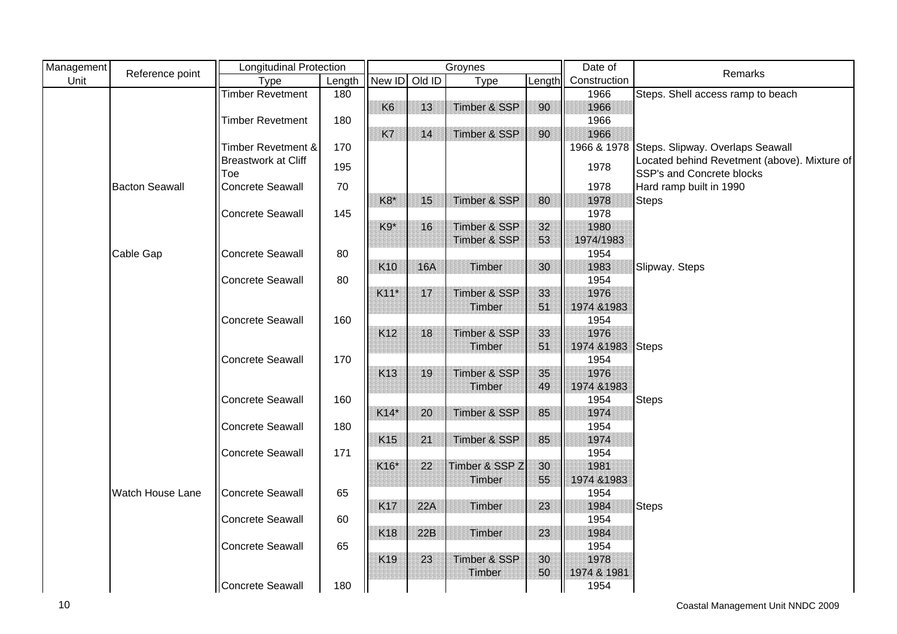| Management Unit | Reference point | Longitudinal Protection | | Groynes | | | | Date of Construction | Remarks |
|---|---|---|---|---|---|---|---|---|---|
| | | Type | Length | New ID | Old ID | Type | Length | | |
| | | Timber Revetment | 180 | | | | | 1966 | Steps. Shell access ramp to beach |
| | | | | K6 | 13 | Timber & SSP | 90 | 1966 | |
| | | Timber Revetment | 180 | | | | | 1966 | |
| | | | | K7 | 14 | Timber & SSP | 90 | 1966 | |
| | | Timber Revetment & | 170 | | | | | 1966 & 1978 | Steps. Slipway. Overlaps Seawall |
| | | Breastwork at Cliff Toe | 195 | | | | | 1978 | Located behind Revetment (above). Mixture of SSP's and Concrete blocks |
| | Bacton Seawall | Concrete Seawall | 70 | | | | | 1978 | Hard ramp built in 1990 |
| | | | | K8* | 15 | Timber & SSP | 80 | 1978 | Steps |
| | | Concrete Seawall | 145 | | | | | 1978 | |
| | | | | K9* | 16 | Timber & SSP | 32 | 1980 | |
| | | | | | | Timber & SSP | 53 | 1974/1983 | |
| | Cable Gap | Concrete Seawall | 80 | | | | | 1954 | |
| | | | | K10 | 16A | Timber | 30 | 1983 | Slipway. Steps |
| | | Concrete Seawall | 80 | | | | | 1954 | |
| | | | | K11* | 17 | Timber & SSP | 33 | 1976 | |
| | | | | | | Timber | 51 | 1974 &1983 | |
| | | Concrete Seawall | 160 | | | | | 1954 | |
| | | | | K12 | 18 | Timber & SSP | 33 | 1976 | |
| | | | | | | Timber | 51 | 1974 &1983 | Steps |
| | | Concrete Seawall | 170 | | | | | 1954 | |
| | | | | K13 | 19 | Timber & SSP | 35 | 1976 | |
| | | | | | | Timber | 49 | 1974 &1983 | |
| | | Concrete Seawall | 160 | | | | | 1954 | Steps |
| | | | | K14* | 20 | Timber & SSP | 85 | 1974 | |
| | | Concrete Seawall | 180 | | | | | 1954 | |
| | | | | K15 | 21 | Timber & SSP | 85 | 1974 | |
| | | Concrete Seawall | 171 | | | | | 1954 | |
| | | | | K16* | 22 | Timber & SSP Z | 30 | 1981 | |
| | | | | | | Timber | 55 | 1974 &1983 | |
| | Watch House Lane | Concrete Seawall | 65 | | | | | 1954 | |
| | | | | K17 | 22A | Timber | 23 | 1984 | Steps |
| | | Concrete Seawall | 60 | | | | | 1954 | |
| | | | | K18 | 22B | Timber | 23 | 1984 | |
| | | Concrete Seawall | 65 | | | | | 1954 | |
| | | | | K19 | 23 | Timber & SSP | 30 | 1978 | |
| | | | | | | Timber | 50 | 1974 & 1981 | |
| | | Concrete Seawall | 180 | | | | | 1954 | |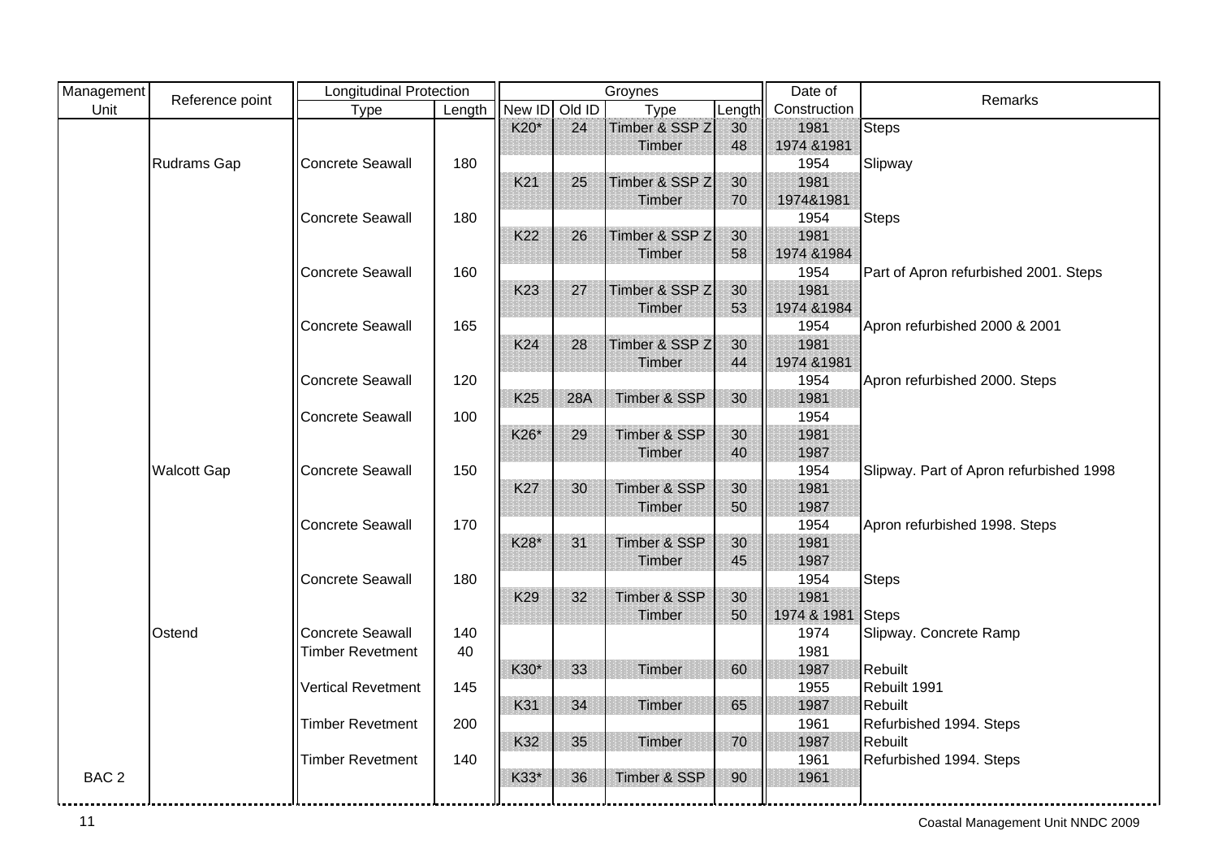| Management Unit | Reference point | Longitudinal Protection | | Groynes | | | | Date of Construction | Remarks |
|---|---|---|---|---|---|---|---|---|---|
| | | Type | Length | New ID | Old ID | Type | Length | | |
| | | | | K20* | 24 | Timber & SSP Z | 30 | 1981 | Steps |
| | | | | | | Timber | 48 | 1974 &1981 | |
| | Rudrams Gap | Concrete Seawall | 180 | | | | | 1954 | Slipway |
| | | | | K21 | 25 | Timber & SSP Z | 30 | 1981 | |
| | | | | | | Timber | 70 | 1974&1981 | |
| | | Concrete Seawall | 180 | | | | | 1954 | Steps |
| | | | | K22 | 26 | Timber & SSP Z | 30 | 1981 | |
| | | | | | | Timber | 58 | 1974 &1984 | |
| | | Concrete Seawall | 160 | | | | | 1954 | Part of Apron refurbished 2001. Steps |
| | | | | K23 | 27 | Timber & SSP Z | 30 | 1981 | |
| | | | | | | Timber | 53 | 1974 &1984 | |
| | | Concrete Seawall | 165 | | | | | 1954 | Apron refurbished 2000 & 2001 |
| | | | | K24 | 28 | Timber & SSP Z | 30 | 1981 | |
| | | | | | | Timber | 44 | 1974 &1981 | |
| | | Concrete Seawall | 120 | | | | | 1954 | Apron refurbished 2000. Steps |
| | | | | K25 | 28A | Timber & SSP | 30 | 1981 | |
| | | Concrete Seawall | 100 | | | | | 1954 | |
| | | | | K26* | 29 | Timber & SSP | 30 | 1981 | |
| | | | | | | Timber | 40 | 1987 | |
| | Walcott Gap | Concrete Seawall | 150 | | | | | 1954 | Slipway. Part of Apron refurbished 1998 |
| | | | | K27 | 30 | Timber & SSP | 30 | 1981 | |
| | | | | | | Timber | 50 | 1987 | |
| | | Concrete Seawall | 170 | | | | | 1954 | Apron refurbished 1998. Steps |
| | | | | K28* | 31 | Timber & SSP | 30 | 1981 | |
| | | | | | | Timber | 45 | 1987 | |
| | | Concrete Seawall | 180 | | | | | 1954 | Steps |
| | | | | K29 | 32 | Timber & SSP | 30 | 1981 | |
| | | | | | | Timber | 50 | 1974 & 1981 | Steps |
| | Ostend | Concrete Seawall | 140 | | | | | 1974 | Slipway. Concrete Ramp |
| | | Timber Revetment | 40 | | | | | 1981 | |
| | | | | K30* | 33 | Timber | 60 | 1987 | Rebuilt |
| | | Vertical Revetment | 145 | | | | | 1955 | Rebuilt 1991 |
| | | | | K31 | 34 | Timber | 65 | 1987 | Rebuilt |
| | | Timber Revetment | 200 | | | | | 1961 | Refurbished 1994. Steps |
| | | | | K32 | 35 | Timber | 70 | 1987 | Rebuilt |
| | | Timber Revetment | 140 | | | | | 1961 | Refurbished 1994. Steps |
| BAC 2 | | | | K33* | 36 | Timber & SSP | 90 | 1961 | |

Coastal Management Unit NNDC 2009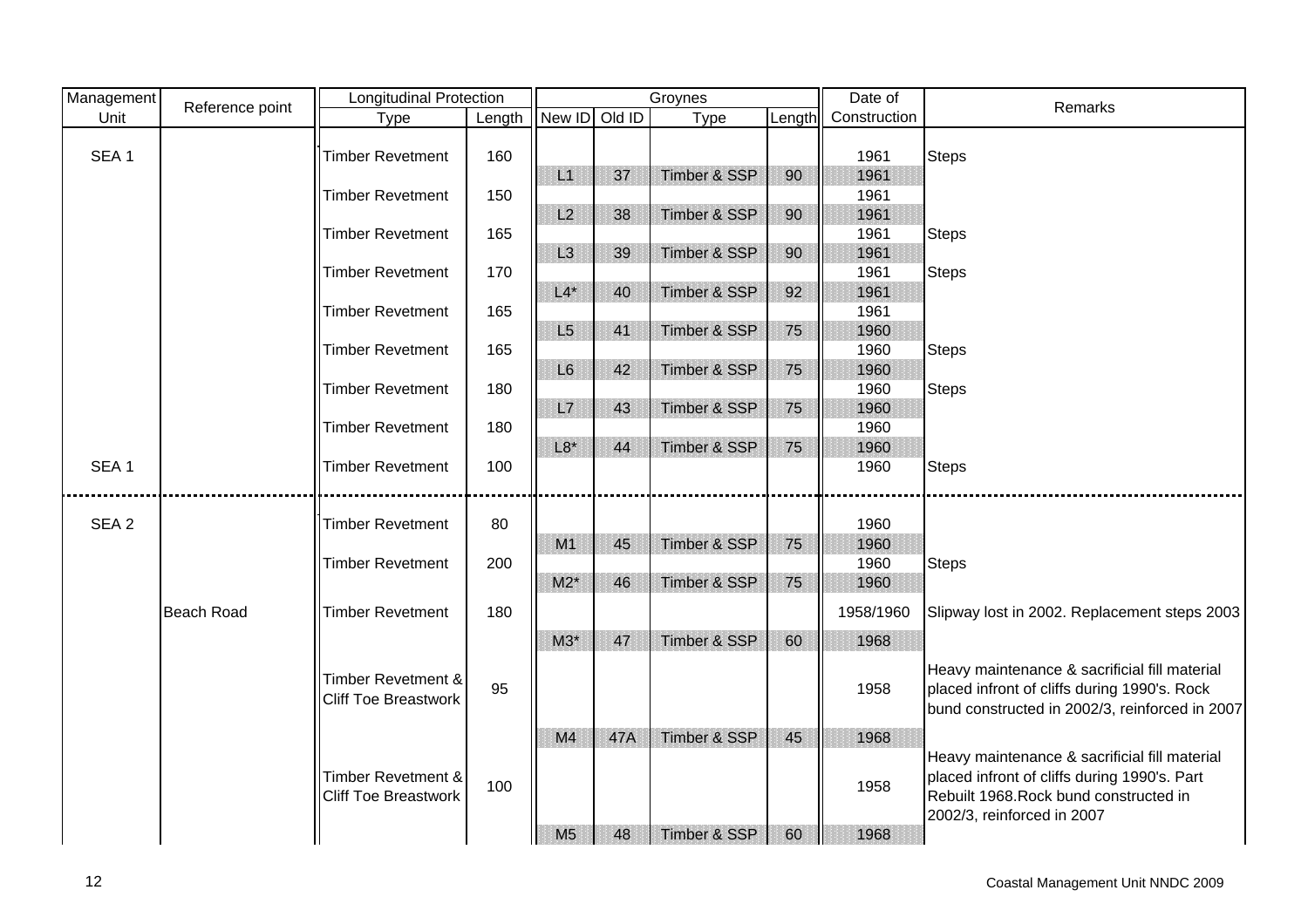| Management Unit | Reference point | Longitudinal Protection | | Groynes | | | | Date of Construction | Remarks |
|---|---|---|---|---|---|---|---|---|---|
| | | Type | Length | New ID | Old ID | Type | Length | | |
| SEA 1 | | Timber Revetment | 160 | | | | | 1961 | Steps |
| | | | | L1 | 37 | Timber & SSP | 90 | 1961 | |
| | | Timber Revetment | 150 | | | | | 1961 | |
| | | | | L2 | 38 | Timber & SSP | 90 | 1961 | |
| | | Timber Revetment | 165 | | | | | 1961 | Steps |
| | | | | L3 | 39 | Timber & SSP | 90 | 1961 | |
| | | Timber Revetment | 170 | | | | | 1961 | Steps |
| | | | | L4* | 40 | Timber & SSP | 92 | 1961 | |
| | | Timber Revetment | 165 | | | | | 1961 | |
| | | | | L5 | 41 | Timber & SSP | 75 | 1960 | |
| | | Timber Revetment | 165 | | | | | 1960 | Steps |
| | | | | L6 | 42 | Timber & SSP | 75 | 1960 | |
| | | Timber Revetment | 180 | | | | | 1960 | Steps |
| | | | | L7 | 43 | Timber & SSP | 75 | 1960 | |
| | | Timber Revetment | 180 | | | | | 1960 | |
| | | | | L8* | 44 | Timber & SSP | 75 | 1960 | |
| SEA 1 | | Timber Revetment | 100 | | | | | 1960 | Steps |
| SEA 2 | | Timber Revetment | 80 | | | | | 1960 | |
| | | | | M1 | 45 | Timber & SSP | 75 | 1960 | |
| | | Timber Revetment | 200 | | | | | 1960 | Steps |
| | | | | M2* | 46 | Timber & SSP | 75 | 1960 | |
| | Beach Road | Timber Revetment | 180 | | | | | 1958/1960 | Slipway lost in 2002. Replacement steps 2003 |
| | | | | M3* | 47 | Timber & SSP | 60 | 1968 | |
| | | Timber Revetment & Cliff Toe Breastwork | 95 | | | | | 1958 | Heavy maintenance & sacrificial fill material placed infront of cliffs during 1990's. Rock bund constructed in 2002/3, reinforced in 2007 |
| | | | | M4 | 47A | Timber & SSP | 45 | 1968 | |
| | | Timber Revetment & Cliff Toe Breastwork | 100 | | | | | 1958 | Heavy maintenance & sacrificial fill material placed infront of cliffs during 1990's. Part Rebuilt 1968.Rock bund constructed in 2002/3, reinforced in 2007 |
| | | | | M5 | 48 | Timber & SSP | 60 | 1968 | |

Coastal Management Unit NNDC 2009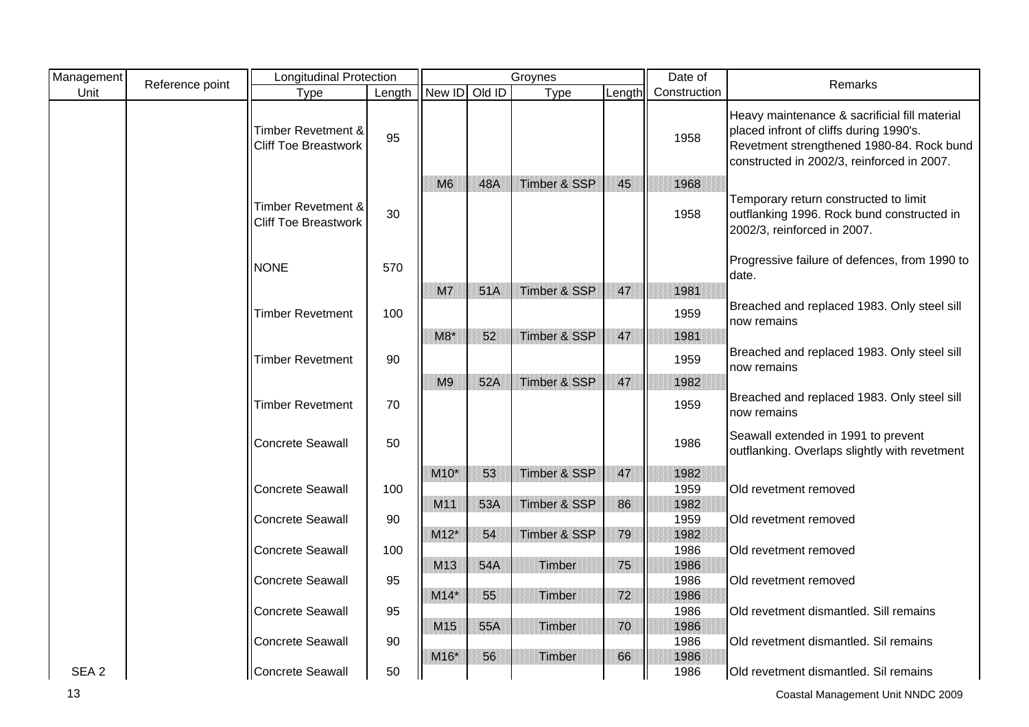| Management Unit | Reference point | Longitudinal Protection | | Groynes | | | | Date of Construction | Remarks |
|---|---|---|---|---|---|---|---|---|---|
| | | Type | Length | New ID | Old ID | Type | Length | | |
| | | Timber Revetment & Cliff Toe Breastwork | 95 | | | | | 1958 | Heavy maintenance & sacrificial fill material placed infront of cliffs during 1990's. Revetment strengthened 1980-84. Rock bund constructed in 2002/3, reinforced in 2007. |
| | | | | M6 | 48A | Timber & SSP | 45 | 1968 | |
| | | Timber Revetment & Cliff Toe Breastwork | 30 | | | | | 1958 | Temporary return constructed to limit outflanking 1996. Rock bund constructed in 2002/3, reinforced in 2007. |
| | | NONE | 570 | | | | | | Progressive failure of defences, from 1990 to date. |
| | | | | M7 | 51A | Timber & SSP | 47 | 1981 | |
| | | Timber Revetment | 100 | | | | | 1959 | Breached and replaced 1983. Only steel sill now remains |
| | | | | M8* | 52 | Timber & SSP | 47 | 1981 | |
| | | Timber Revetment | 90 | | | | | 1959 | Breached and replaced 1983. Only steel sill now remains |
| | | | | M9 | 52A | Timber & SSP | 47 | 1982 | |
| | | Timber Revetment | 70 | | | | | 1959 | Breached and replaced 1983. Only steel sill now remains |
| | | Concrete Seawall | 50 | | | | | 1986 | Seawall extended in 1991 to prevent outflanking. Overlaps slightly with revetment |
| | | | | M10* | 53 | Timber & SSP | 47 | 1982 | |
| | | Concrete Seawall | 100 | | | | | 1959 | Old revetment removed |
| | | | | M11 | 53A | Timber & SSP | 86 | 1982 | |
| | | Concrete Seawall | 90 | | | | | 1959 | Old revetment removed |
| | | | | M12* | 54 | Timber & SSP | 79 | 1982 | |
| | | Concrete Seawall | 100 | | | | | 1986 | Old revetment removed |
| | | | | M13 | 54A | Timber | 75 | 1986 | |
| | | Concrete Seawall | 95 | | | | | 1986 | Old revetment removed |
| | | | | M14* | 55 | Timber | 72 | 1986 | |
| | | Concrete Seawall | 95 | | | | | 1986 | Old revetment dismantled. Sill remains |
| | | | | M15 | 55A | Timber | 70 | 1986 | |
| | | Concrete Seawall | 90 | | | | | 1986 | Old revetment dismantled. Sil remains |
| | | | | M16* | 56 | Timber | 66 | 1986 | |
| SEA 2 | | Concrete Seawall | 50 | | | | | 1986 | Old revetment dismantled. Sil remains |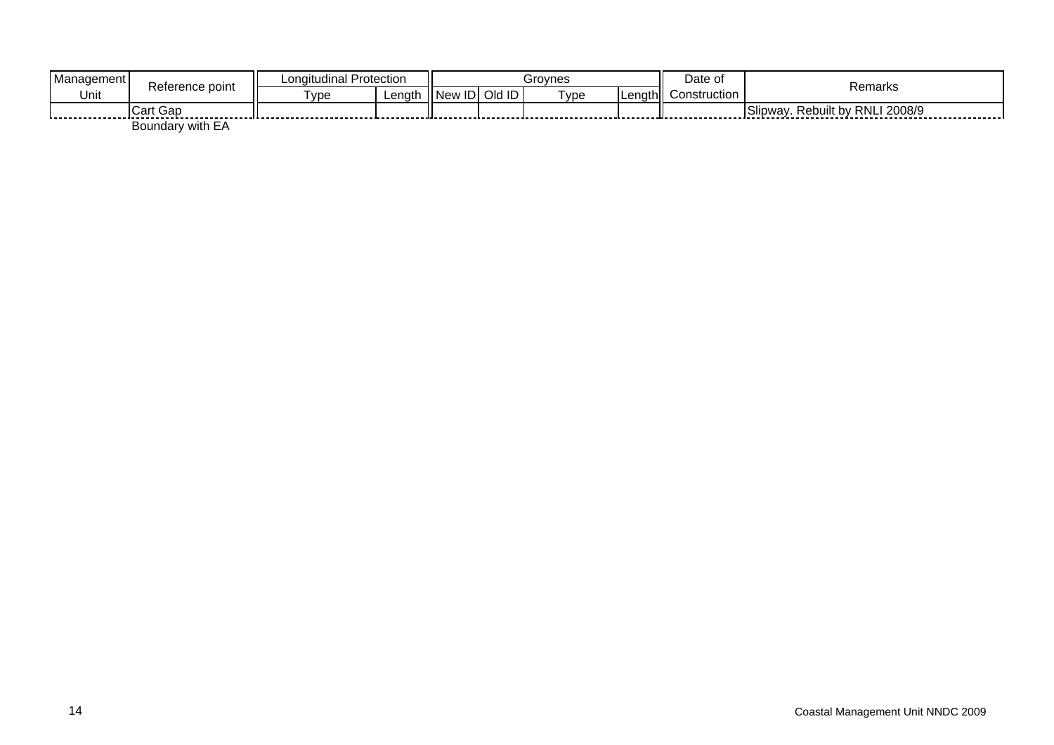| Management Unit | Reference point | Longitudinal Protection | | Groynes | | | | Date of Construction | Remarks |
|---|---|---|---|---|---|---|---|---|---|
| | | Type | Length | New ID | Old ID | Type | Length | | |
| | Cart Gap | | | | | | | | Slipway. Rebuilt by RNLI 2008/9 |
| | Boundary with EA | | | | | | | | |

Coastal Management Unit NNDC 2009